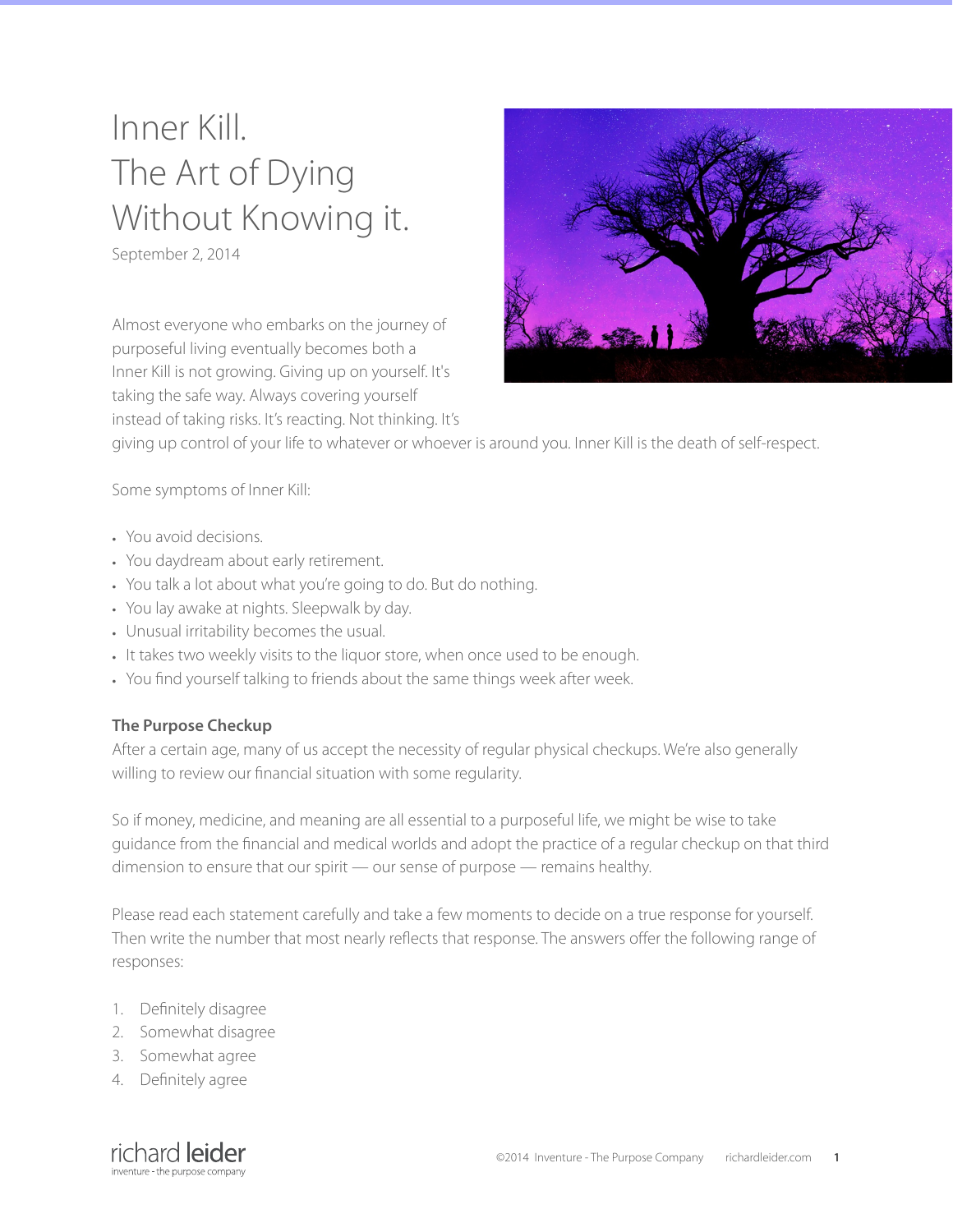# Inner Kill.
# The Art of Dying Without Knowing it.

September 2, 2014

Almost everyone who embarks on the journey of purposeful living eventually becomes both a Inner Kill is not growing. Giving up on yourself. It's taking the safe way. Always covering yourself instead of taking risks. It's reacting. Not thinking. It's giving up control of your life to whatever or whoever is around you. Inner Kill is the death of self-respect.

Some symptoms of Inner Kill:

- You avoid decisions.
- You daydream about early retirement.
- You talk a lot about what you're going to do. But do nothing.
- You lay awake at nights. Sleepwalk by day.
- Unusual irritability becomes the usual.
- It takes two weekly visits to the liquor store, when once used to be enough.
- You find yourself talking to friends about the same things week after week.

**The Purpose Checkup**

After a certain age, many of us accept the necessity of regular physical checkups. We're also generally willing to review our financial situation with some regularity.

So if money, medicine, and meaning are all essential to a purposeful life, we might be wise to take guidance from the financial and medical worlds and adopt the practice of a regular checkup on that third dimension to ensure that our spirit — our sense of purpose — remains healthy.

Please read each statement carefully and take a few moments to decide on a true response for yourself. Then write the number that most nearly reflects that response. The answers offer the following range of responses:

1. Definitely disagree
2. Somewhat disagree
3. Somewhat agree
4. Definitely agree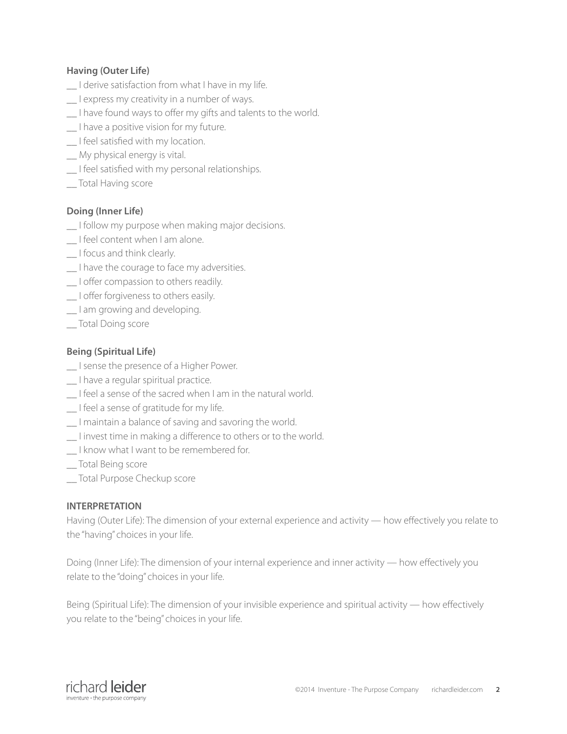**Having (Outer Life)**

__ I derive satisfaction from what I have in my life.
__ I express my creativity in a number of ways.
__ I have found ways to offer my gifts and talents to the world.
__ I have a positive vision for my future.
__ I feel satisfied with my location.
__ My physical energy is vital.
__ I feel satisfied with my personal relationships.
__ Total Having score

**Doing (Inner Life)**

__ I follow my purpose when making major decisions.
__ I feel content when I am alone.
__ I focus and think clearly.
__ I have the courage to face my adversities.
__ I offer compassion to others readily.
__ I offer forgiveness to others easily.
__ I am growing and developing.
__ Total Doing score

**Being (Spiritual Life)**

__ I sense the presence of a Higher Power.
__ I have a regular spiritual practice.
__ I feel a sense of the sacred when I am in the natural world.
__ I feel a sense of gratitude for my life.
__ I maintain a balance of saving and savoring the world.
__ I invest time in making a difference to others or to the world.
__ I know what I want to be remembered for.
__ Total Being score
__ Total Purpose Checkup score

**INTERPRETATION**

Having (Outer Life): The dimension of your external experience and activity — how effectively you relate to the "having" choices in your life.

Doing (Inner Life): The dimension of your internal experience and inner activity — how effectively you relate to the "doing" choices in your life.

Being (Spiritual Life): The dimension of your invisible experience and spiritual activity — how effectively you relate to the "being" choices in your life.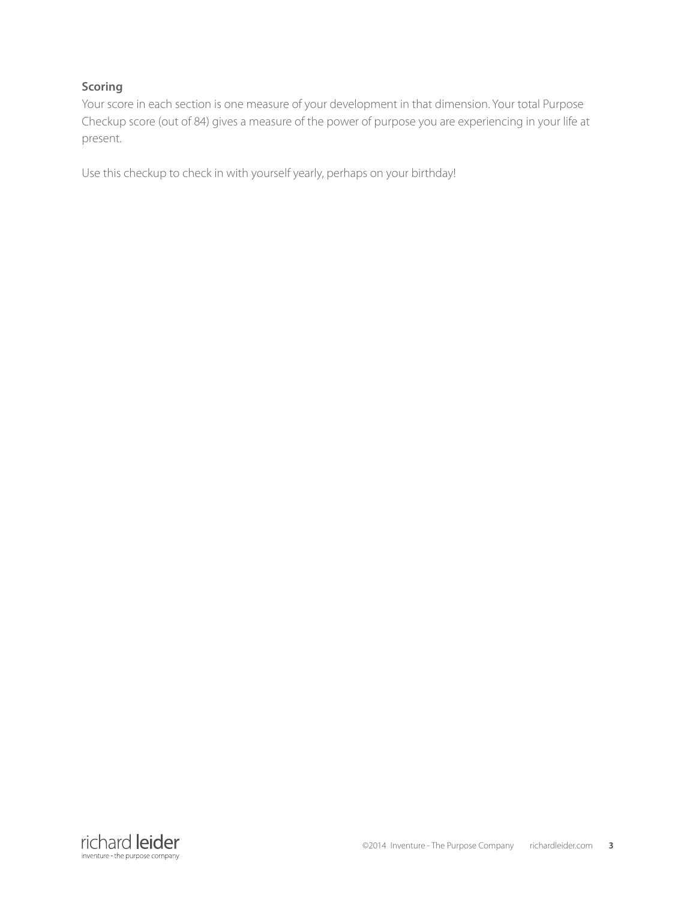**Scoring**

Your score in each section is one measure of your development in that dimension. Your total Purpose Checkup score (out of 84) gives a measure of the power of purpose you are experiencing in your life at present.

Use this checkup to check in with yourself yearly, perhaps on your birthday!